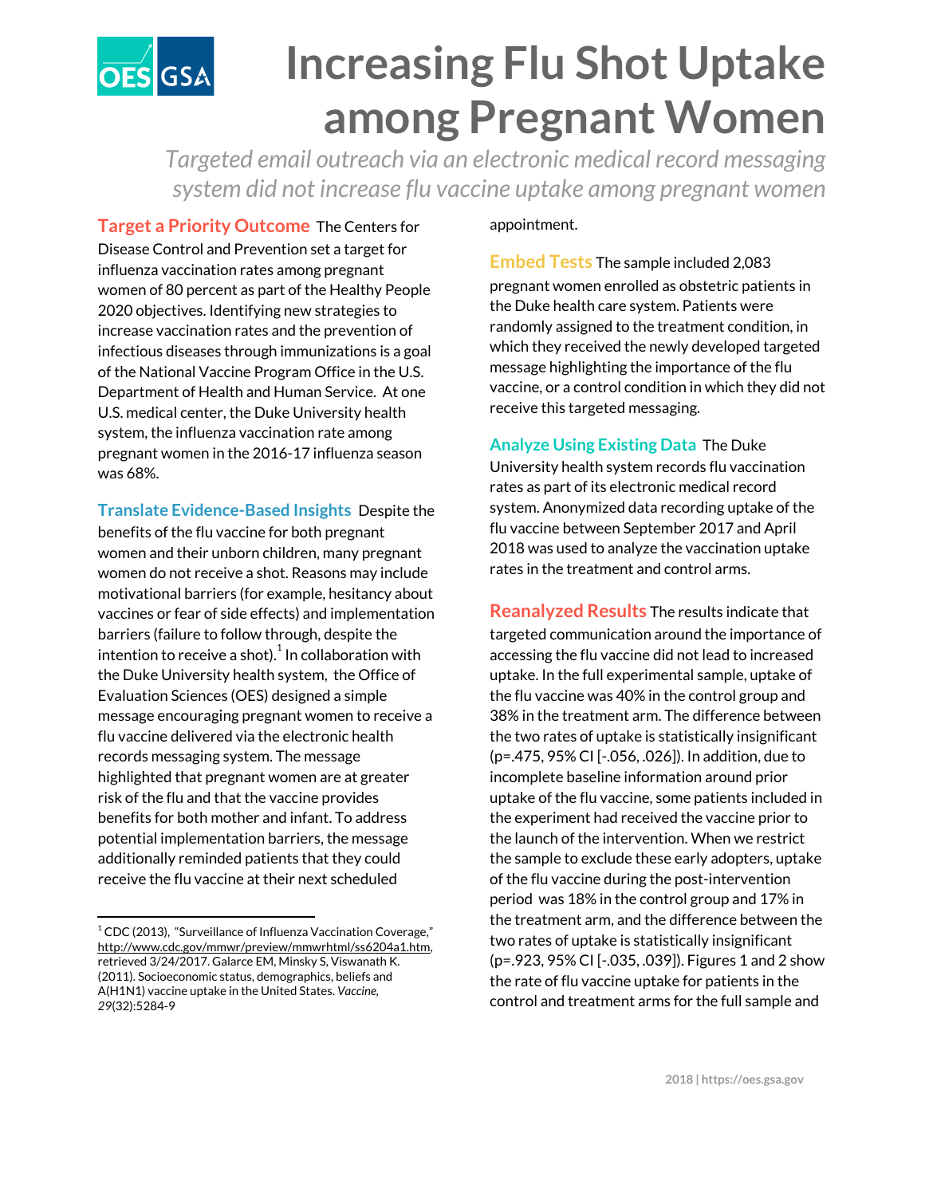# Increasing Flu Shot Uptake among Pregnant Women

*Targeted email outreach via an electronic medical record messaging system did not increase flu vaccine uptake among pregnant women*

**Target a Priority Outcome** The Centers for Disease Control and Prevention set a target for influenza vaccination rates among pregnant women of 80 percent as part of the Healthy People 2020 objectives. Identifying new strategies to increase vaccination rates and the prevention of infectious diseases through immunizations is a goal of the National Vaccine Program Office in the U.S. Department of Health and Human Service. At one U.S. medical center, the Duke University health system, the influenza vaccination rate among pregnant women in the 2016-17 influenza season was 68%.

**Translate Evidence-Based Insights** Despite the benefits of the flu vaccine for both pregnant women and their unborn children, many pregnant women do not receive a shot. Reasons may include motivational barriers (for example, hesitancy about vaccines or fear of side effects) and implementation barriers (failure to follow through, despite the intention to receive a shot).[1] In collaboration with the Duke University health system, the Office of Evaluation Sciences (OES) designed a simple message encouraging pregnant women to receive a flu vaccine delivered via the electronic health records messaging system. The message highlighted that pregnant women are at greater risk of the flu and that the vaccine provides benefits for both mother and infant. To address potential implementation barriers, the message additionally reminded patients that they could receive the flu vaccine at their next scheduled appointment.

**Embed Tests** The sample included 2,083 pregnant women enrolled as obstetric patients in the Duke health care system. Patients were randomly assigned to the treatment condition, in which they received the newly developed targeted message highlighting the importance of the flu vaccine, or a control condition in which they did not receive this targeted messaging.

**Analyze Using Existing Data** The Duke University health system records flu vaccination rates as part of its electronic medical record system. Anonymized data recording uptake of the flu vaccine between September 2017 and April 2018 was used to analyze the vaccination uptake rates in the treatment and control arms.

**Reanalyzed Results** The results indicate that targeted communication around the importance of accessing the flu vaccine did not lead to increased uptake. In the full experimental sample, uptake of the flu vaccine was 40% in the control group and 38% in the treatment arm. The difference between the two rates of uptake is statistically insignificant (p=.475, 95% CI [-.056, .026]). In addition, due to incomplete baseline information around prior uptake of the flu vaccine, some patients included in the experiment had received the vaccine prior to the launch of the intervention. When we restrict the sample to exclude these early adopters, uptake of the flu vaccine during the post-intervention period was 18% in the control group and 17% in the treatment arm, and the difference between the two rates of uptake is statistically insignificant (p=.923, 95% CI [-.035, .039]). Figures 1 and 2 show the rate of flu vaccine uptake for patients in the control and treatment arms for the full sample and

---

[1] CDC (2013), "Surveillance of Influenza Vaccination Coverage," http://www.cdc.gov/mmwr/preview/mmwrhtml/ss6204a1.htm, retrieved 3/24/2017. Galarce EM, Minsky S, Viswanath K. (2011). Socioeconomic status, demographics, beliefs and A(H1N1) vaccine uptake in the United States. *Vaccine, 29*(32):5284-9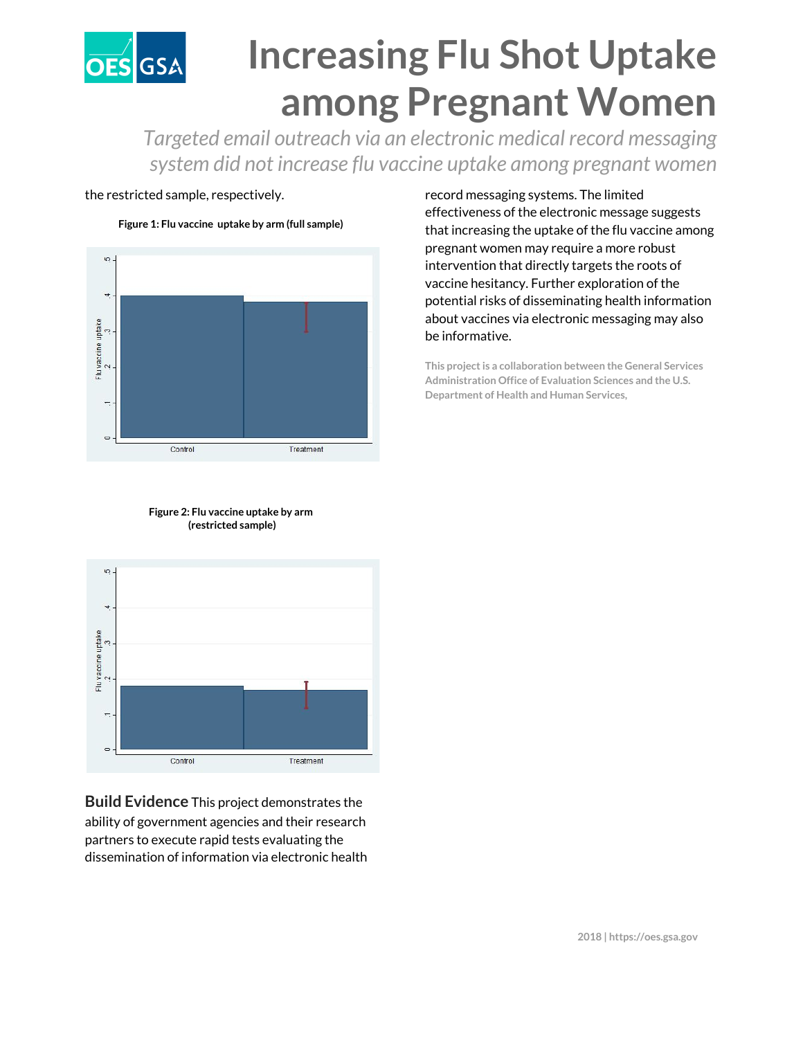# Increasing Flu Shot Uptake among Pregnant Women

*Targeted email outreach via an electronic medical record messaging system did not increase flu vaccine uptake among pregnant women*

the restricted sample, respectively.

**Figure 1: Flu vaccine uptake by arm (full sample)**

Flu vaccine uptake

0
.1
.2
.3
.4
.5

Control
Treatment

**Figure 2: Flu vaccine uptake by arm (restricted sample)**

Flu vaccine uptake

0
.1
.2
.3
.4
.5

Control
Treatment

**Build Evidence** This project demonstrates the ability of government agencies and their research partners to execute rapid tests evaluating the dissemination of information via electronic health record messaging systems. The limited effectiveness of the electronic message suggests that increasing the uptake of the flu vaccine among pregnant women may require a more robust intervention that directly targets the roots of vaccine hesitancy. Further exploration of the potential risks of disseminating health information about vaccines via electronic messaging may also be informative.

**This project is a collaboration between the General Services Administration Office of Evaluation Sciences and the U.S. Department of Health and Human Services,**

2018 | https://oes.gsa.gov